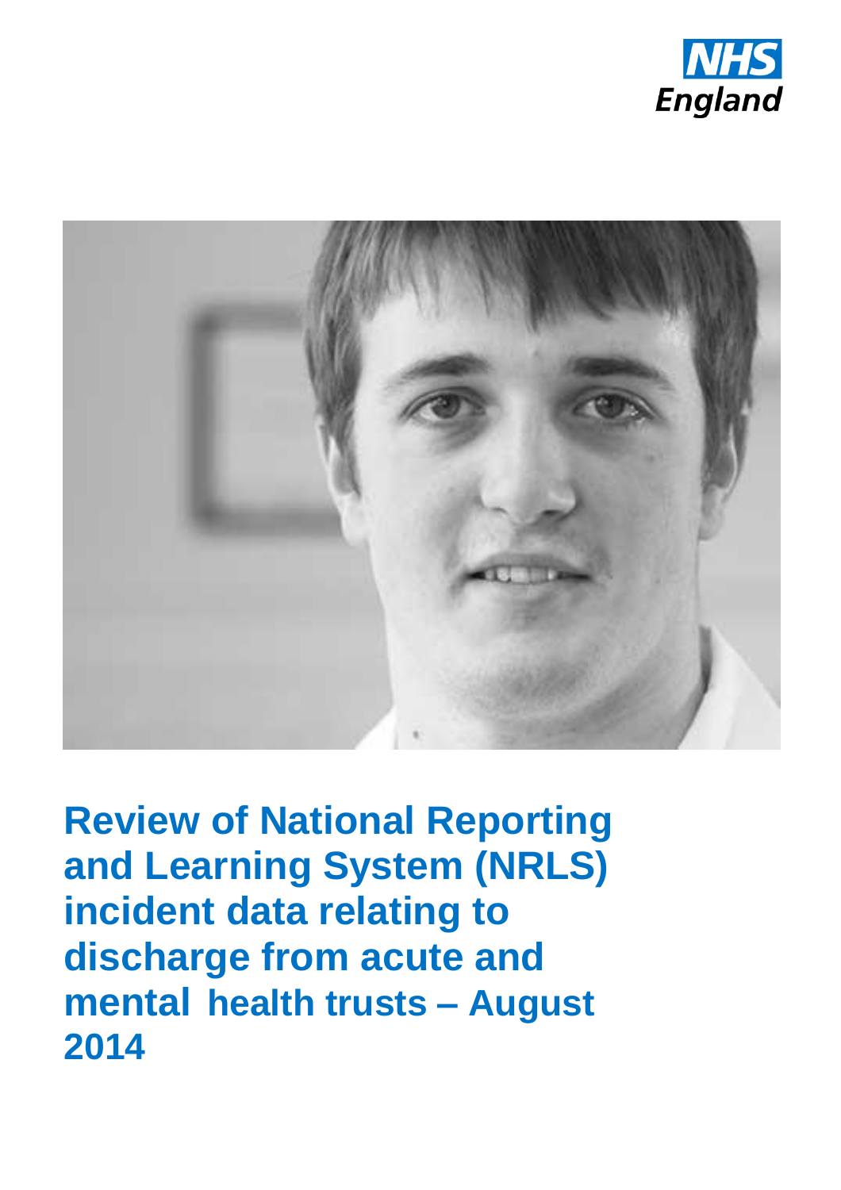NHS England

# Review of National Reporting and Learning System (NRLS) incident data relating to discharge from acute and mental health trusts – August 2014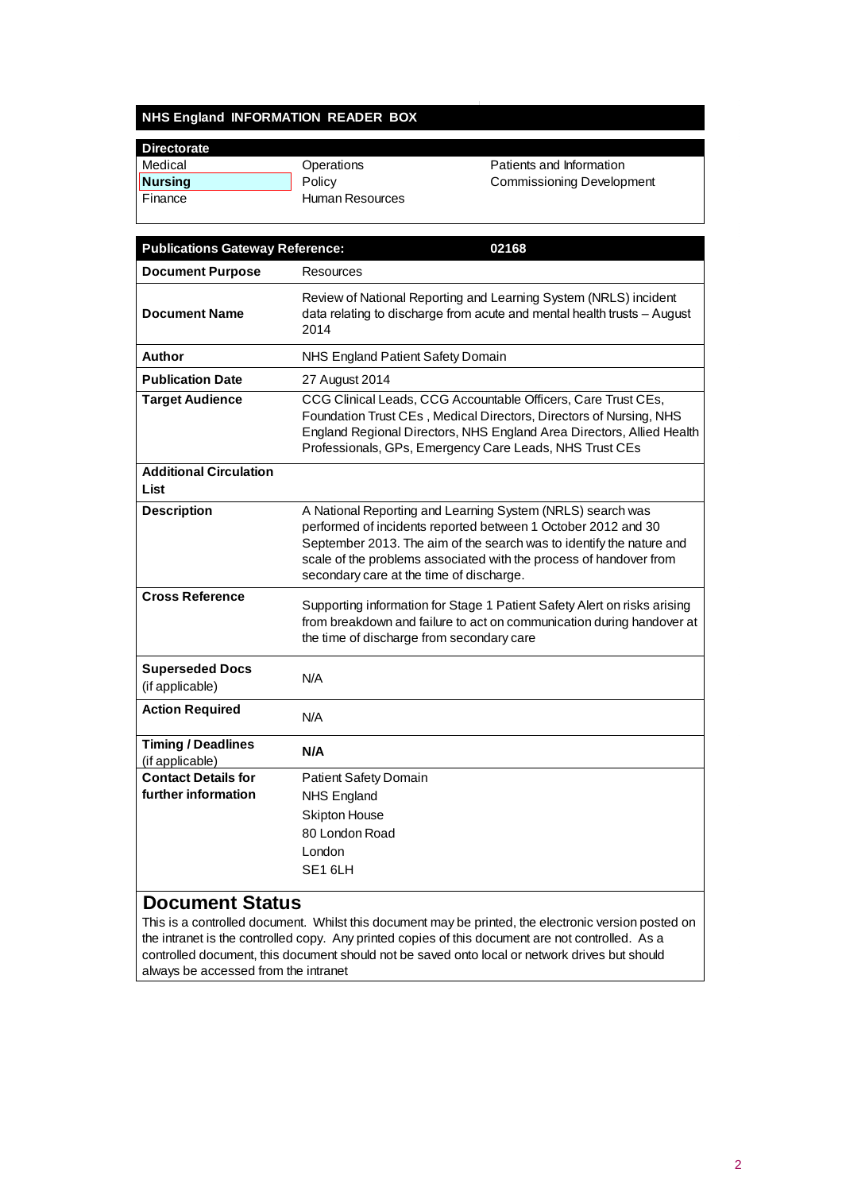## NHS England INFORMATION READER BOX

| Directorate | | |
|---|---|---|
| Medical | Operations | Patients and Information |
| **Nursing** | Policy | Commissioning Development |
| Finance | Human Resources | |

| **Publications Gateway Reference:** | **02168** |
|---|---|
| **Document Purpose** | Resources |
| **Document Name** | Review of National Reporting and Learning System (NRLS) incident data relating to discharge from acute and mental health trusts – August 2014 |
| **Author** | NHS England Patient Safety Domain |
| **Publication Date** | 27 August 2014 |
| **Target Audience** | CCG Clinical Leads, CCG Accountable Officers, Care Trust CEs, Foundation Trust CEs , Medical Directors, Directors of Nursing, NHS England Regional Directors, NHS England Area Directors, Allied Health Professionals, GPs, Emergency Care Leads, NHS Trust CEs |
| **Additional Circulation List** | |
| **Description** | A National Reporting and Learning System (NRLS) search was performed of incidents reported between 1 October 2012 and 30 September 2013. The aim of the search was to identify the nature and scale of the problems associated with the process of handover from secondary care at the time of discharge. |
| **Cross Reference** | Supporting information for Stage 1 Patient Safety Alert on risks arising from breakdown and failure to act on communication during handover at the time of discharge from secondary care |
| **Superseded Docs** (if applicable) | N/A |
| **Action Required** | N/A |
| **Timing / Deadlines** (if applicable) | **N/A** |
| **Contact Details for further information** | Patient Safety Domain<br>NHS England<br>Skipton House<br>80 London Road<br>London<br>SE1 6LH |

## Document Status

This is a controlled document. Whilst this document may be printed, the electronic version posted on the intranet is the controlled copy. Any printed copies of this document are not controlled. As a controlled document, this document should not be saved onto local or network drives but should always be accessed from the intranet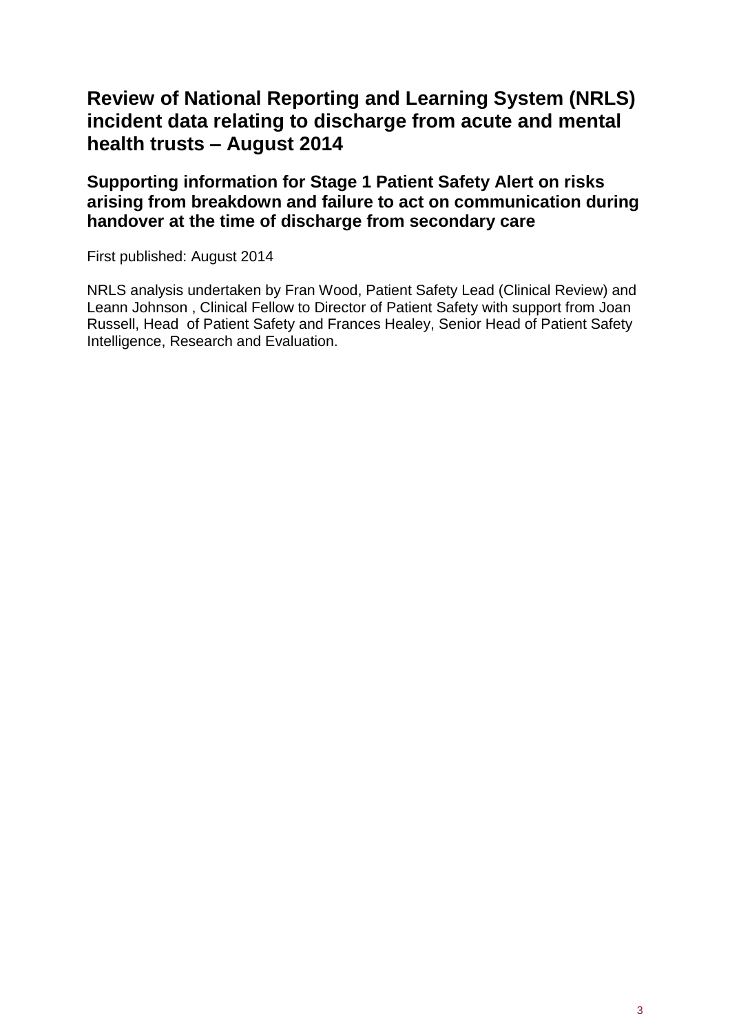# Review of National Reporting and Learning System (NRLS) incident data relating to discharge from acute and mental health trusts – August 2014

## Supporting information for Stage 1 Patient Safety Alert on risks arising from breakdown and failure to act on communication during handover at the time of discharge from secondary care

First published: August 2014

NRLS analysis undertaken by Fran Wood, Patient Safety Lead (Clinical Review) and Leann Johnson , Clinical Fellow to Director of Patient Safety with support from Joan Russell, Head of Patient Safety and Frances Healey, Senior Head of Patient Safety Intelligence, Research and Evaluation.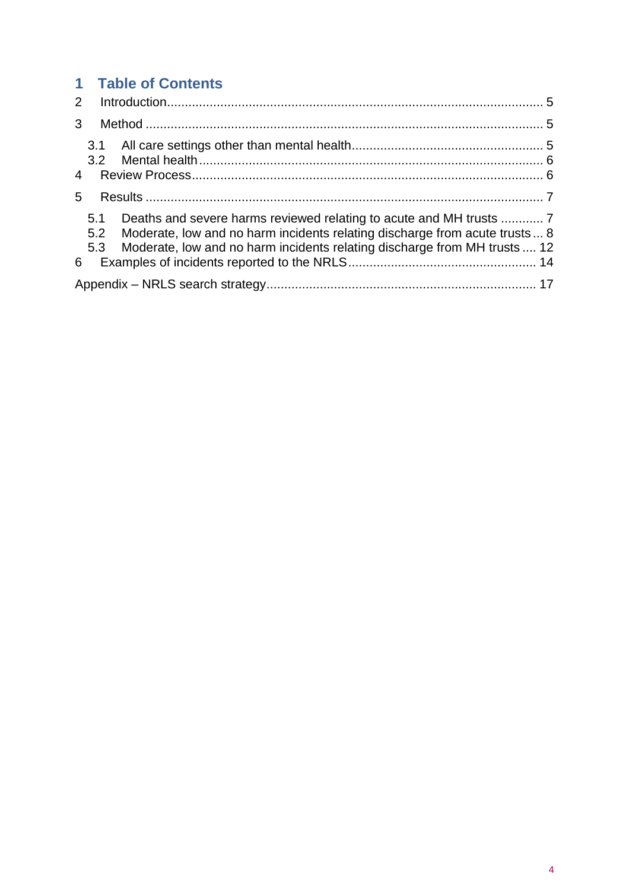# 1 Table of Contents

2 Introduction........................................................................................................ 5

3 Method .............................................................................................................. 5

3.1 All care settings other than mental health..................................................... 5
3.2 Mental health ............................................................................................... 6

4 Review Process................................................................................................. 6

5 Results .............................................................................................................. 7

5.1 Deaths and severe harms reviewed relating to acute and MH trusts ............ 7
5.2 Moderate, low and no harm incidents relating discharge from acute trusts ... 8
5.3 Moderate, low and no harm incidents relating discharge from MH trusts .... 12

6 Examples of incidents reported to the NRLS.................................................... 14

Appendix – NRLS search strategy........................................................................... 17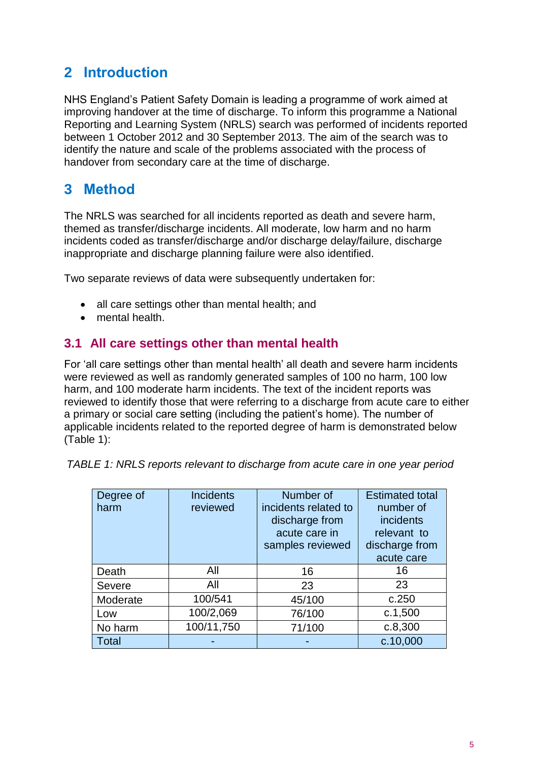## 2 Introduction

NHS England's Patient Safety Domain is leading a programme of work aimed at improving handover at the time of discharge. To inform this programme a National Reporting and Learning System (NRLS) search was performed of incidents reported between 1 October 2012 and 30 September 2013. The aim of the search was to identify the nature and scale of the problems associated with the process of handover from secondary care at the time of discharge.

## 3 Method

The NRLS was searched for all incidents reported as death and severe harm, themed as transfer/discharge incidents. All moderate, low harm and no harm incidents coded as transfer/discharge and/or discharge delay/failure, discharge inappropriate and discharge planning failure were also identified.

Two separate reviews of data were subsequently undertaken for:

- all care settings other than mental health; and
- mental health.

### 3.1 All care settings other than mental health

For 'all care settings other than mental health' all death and severe harm incidents were reviewed as well as randomly generated samples of 100 no harm, 100 low harm, and 100 moderate harm incidents. The text of the incident reports was reviewed to identify those that were referring to a discharge from acute care to either a primary or social care setting (including the patient's home). The number of applicable incidents related to the reported degree of harm is demonstrated below (Table 1):

*TABLE 1: NRLS reports relevant to discharge from acute care in one year period*

| Degree of harm | Incidents reviewed | Number of incidents related to discharge from acute care in samples reviewed | Estimated total number of incidents relevant to discharge from acute care |
|---|---|---|---|
| Death | All | 16 | 16 |
| Severe | All | 23 | 23 |
| Moderate | 100/541 | 45/100 | c.250 |
| Low | 100/2,069 | 76/100 | c.1,500 |
| No harm | 100/11,750 | 71/100 | c.8,300 |
| Total | - | - | c.10,000 |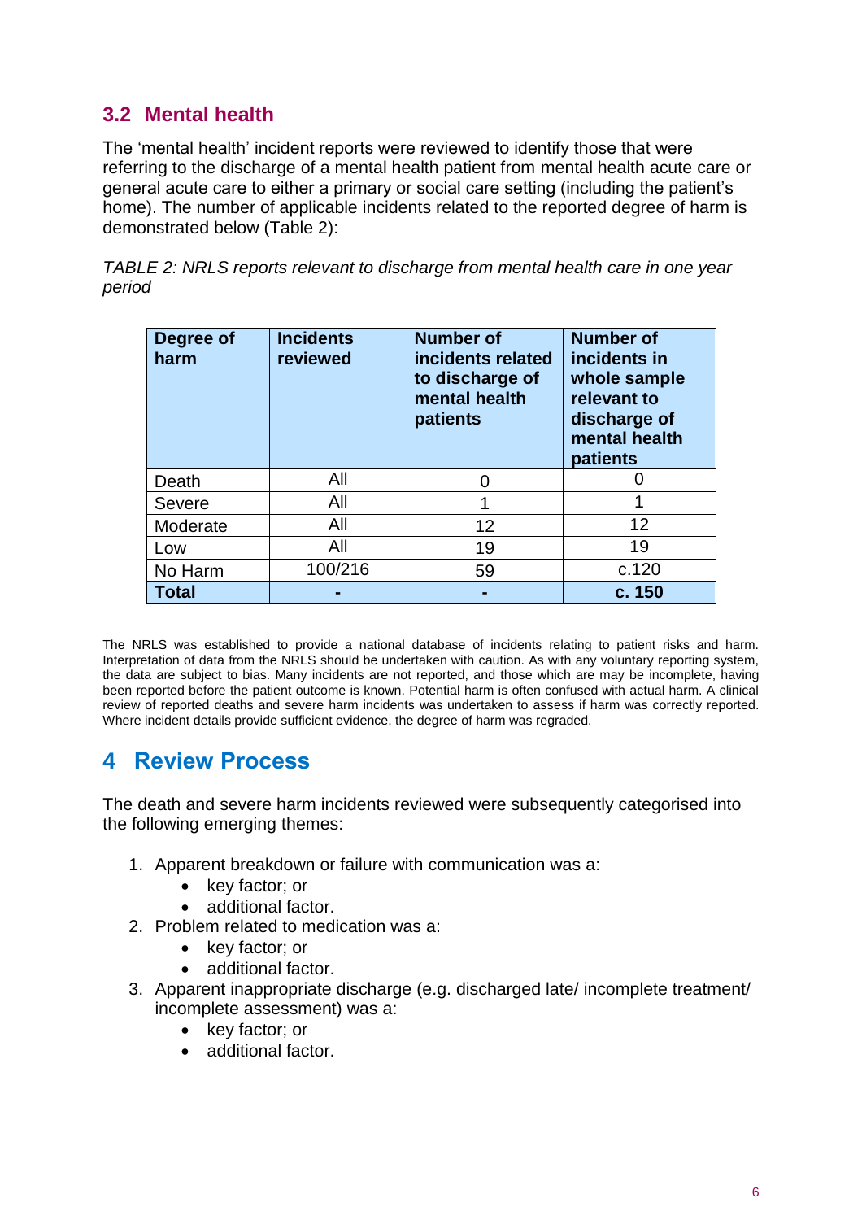## 3.2 Mental health

The 'mental health' incident reports were reviewed to identify those that were referring to the discharge of a mental health patient from mental health acute care or general acute care to either a primary or social care setting (including the patient's home). The number of applicable incidents related to the reported degree of harm is demonstrated below (Table 2):

*TABLE 2: NRLS reports relevant to discharge from mental health care in one year period*

| Degree of harm | Incidents reviewed | Number of incidents related to discharge of mental health patients | Number of incidents in whole sample relevant to discharge of mental health patients |
|---|---|---|---|
| Death | All | 0 | 0 |
| Severe | All | 1 | 1 |
| Moderate | All | 12 | 12 |
| Low | All | 19 | 19 |
| No Harm | 100/216 | 59 | c.120 |
| **Total** | **-** | **-** | **c. 150** |

The NRLS was established to provide a national database of incidents relating to patient risks and harm. Interpretation of data from the NRLS should be undertaken with caution. As with any voluntary reporting system, the data are subject to bias. Many incidents are not reported, and those which are may be incomplete, having been reported before the patient outcome is known. Potential harm is often confused with actual harm. A clinical review of reported deaths and severe harm incidents was undertaken to assess if harm was correctly reported. Where incident details provide sufficient evidence, the degree of harm was regraded.

# 4 Review Process

The death and severe harm incidents reviewed were subsequently categorised into the following emerging themes:

1. Apparent breakdown or failure with communication was a:
   - key factor; or
   - additional factor.
2. Problem related to medication was a:
   - key factor; or
   - additional factor.
3. Apparent inappropriate discharge (e.g. discharged late/ incomplete treatment/ incomplete assessment) was a:
   - key factor; or
   - additional factor.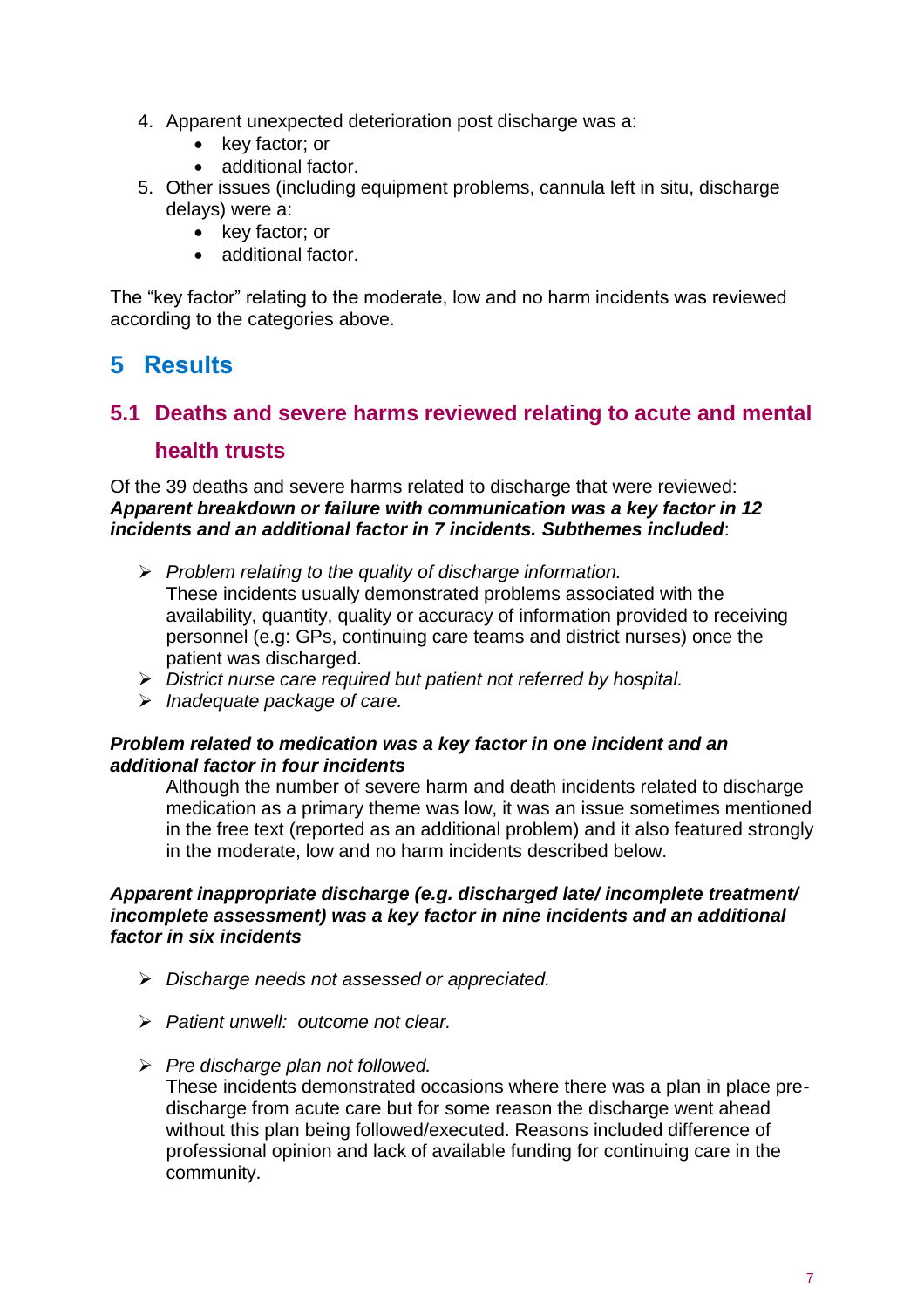4. Apparent unexpected deterioration post discharge was a:
    - key factor; or
    - additional factor.
5. Other issues (including equipment problems, cannula left in situ, discharge delays) were a:
    - key factor; or
    - additional factor.

The "key factor" relating to the moderate, low and no harm incidents was reviewed according to the categories above.

# 5 Results

## 5.1 Deaths and severe harms reviewed relating to acute and mental health trusts

Of the 39 deaths and severe harms related to discharge that were reviewed: ***Apparent breakdown or failure with communication was a key factor in 12 incidents and an additional factor in 7 incidents. Subthemes included***:

- *Problem relating to the quality of discharge information.*
  These incidents usually demonstrated problems associated with the availability, quantity, quality or accuracy of information provided to receiving personnel (e.g: GPs, continuing care teams and district nurses) once the patient was discharged.
- *District nurse care required but patient not referred by hospital.*
- *Inadequate package of care.*

***Problem related to medication was a key factor in one incident and an additional factor in four incidents***

Although the number of severe harm and death incidents related to discharge medication as a primary theme was low, it was an issue sometimes mentioned in the free text (reported as an additional problem) and it also featured strongly in the moderate, low and no harm incidents described below.

***Apparent inappropriate discharge (e.g. discharged late/ incomplete treatment/ incomplete assessment) was a key factor in nine incidents and an additional factor in six incidents***

- *Discharge needs not assessed or appreciated.*
- *Patient unwell: outcome not clear.*
- *Pre discharge plan not followed.*
  These incidents demonstrated occasions where there was a plan in place pre-discharge from acute care but for some reason the discharge went ahead without this plan being followed/executed. Reasons included difference of professional opinion and lack of available funding for continuing care in the community.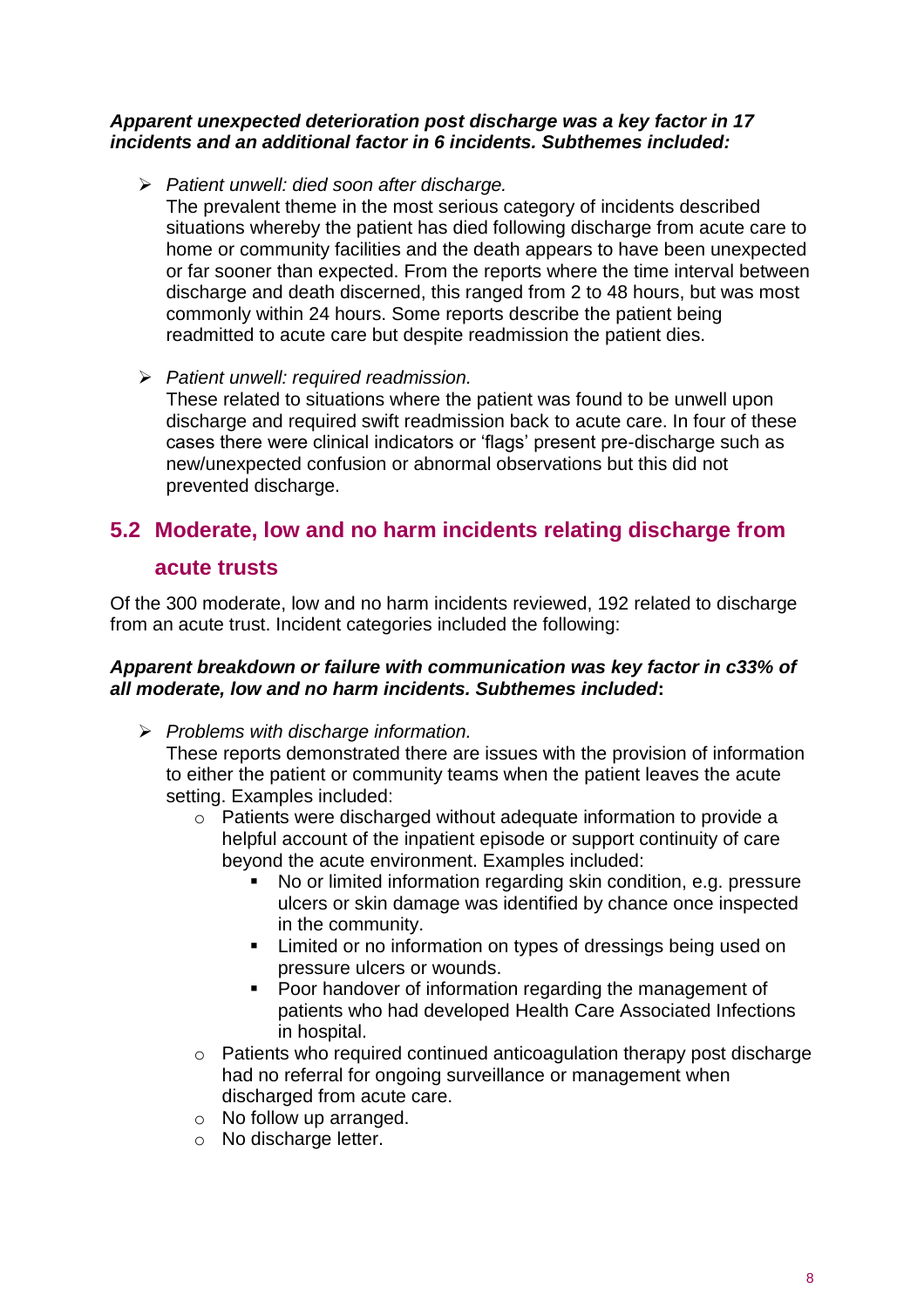***Apparent unexpected deterioration post discharge was a key factor in 17 incidents and an additional factor in 6 incidents. Subthemes included:***

- *Patient unwell: died soon after discharge.*
  The prevalent theme in the most serious category of incidents described situations whereby the patient has died following discharge from acute care to home or community facilities and the death appears to have been unexpected or far sooner than expected. From the reports where the time interval between discharge and death discerned, this ranged from 2 to 48 hours, but was most commonly within 24 hours. Some reports describe the patient being readmitted to acute care but despite readmission the patient dies.

- *Patient unwell: required readmission.*
  These related to situations where the patient was found to be unwell upon discharge and required swift readmission back to acute care. In four of these cases there were clinical indicators or 'flags' present pre-discharge such as new/unexpected confusion or abnormal observations but this did not prevented discharge.

## 5.2 Moderate, low and no harm incidents relating discharge from acute trusts

Of the 300 moderate, low and no harm incidents reviewed, 192 related to discharge from an acute trust. Incident categories included the following:

***Apparent breakdown or failure with communication was key factor in c33% of all moderate, low and no harm incidents. Subthemes included*:**

- *Problems with discharge information.*
  These reports demonstrated there are issues with the provision of information to either the patient or community teams when the patient leaves the acute setting. Examples included:
  - Patients were discharged without adequate information to provide a helpful account of the inpatient episode or support continuity of care beyond the acute environment. Examples included:
    - No or limited information regarding skin condition, e.g. pressure ulcers or skin damage was identified by chance once inspected in the community.
    - Limited or no information on types of dressings being used on pressure ulcers or wounds.
    - Poor handover of information regarding the management of patients who had developed Health Care Associated Infections in hospital.
  - Patients who required continued anticoagulation therapy post discharge had no referral for ongoing surveillance or management when discharged from acute care.
  - No follow up arranged.
  - No discharge letter.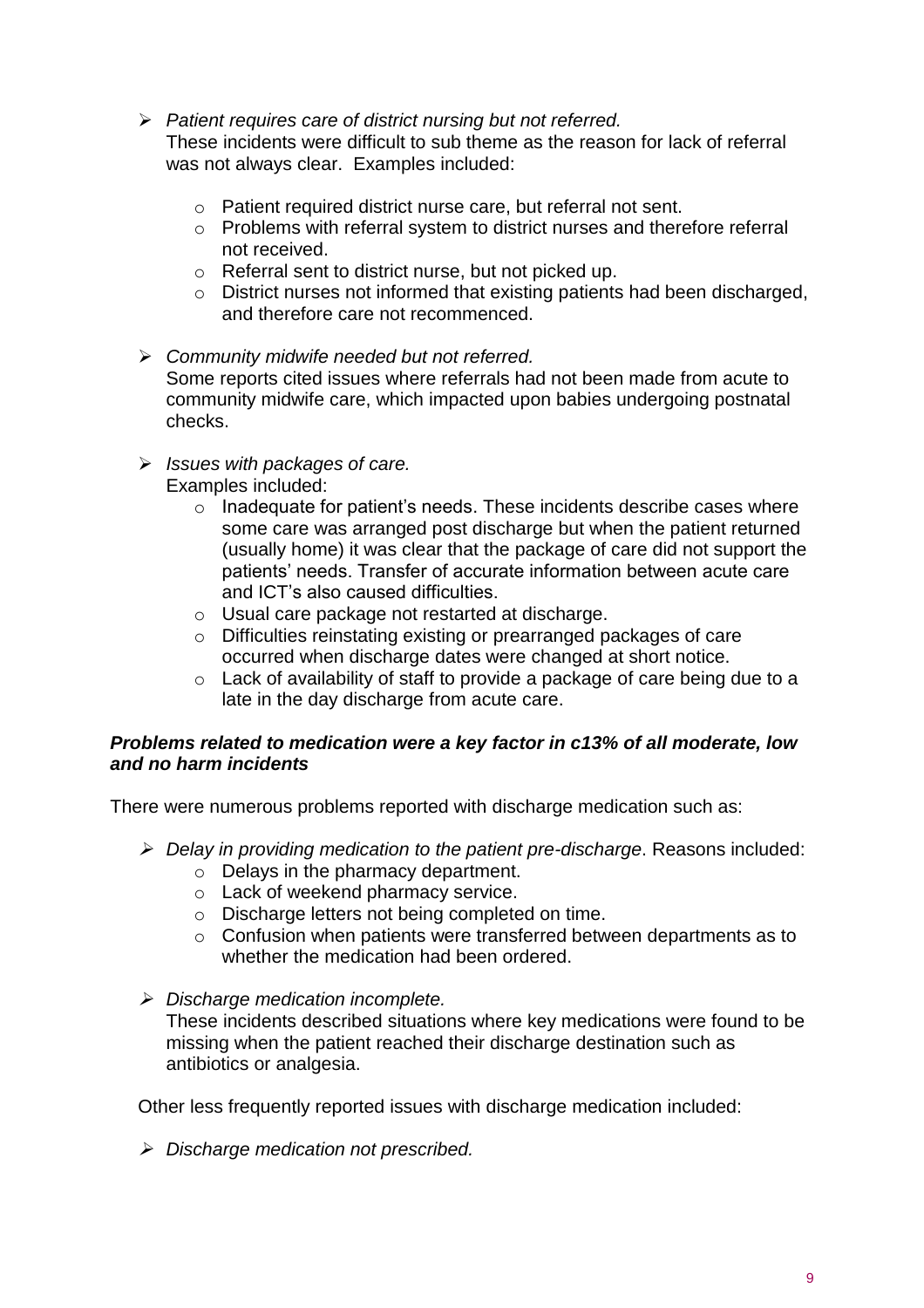- *Patient requires care of district nursing but not referred.*
  These incidents were difficult to sub theme as the reason for lack of referral was not always clear. Examples included:

  - Patient required district nurse care, but referral not sent.
  - Problems with referral system to district nurses and therefore referral not received.
  - Referral sent to district nurse, but not picked up.
  - District nurses not informed that existing patients had been discharged, and therefore care not recommenced.

- *Community midwife needed but not referred.*
  Some reports cited issues where referrals had not been made from acute to community midwife care, which impacted upon babies undergoing postnatal checks.

- *Issues with packages of care.*
  Examples included:
  - Inadequate for patient's needs. These incidents describe cases where some care was arranged post discharge but when the patient returned (usually home) it was clear that the package of care did not support the patients' needs. Transfer of accurate information between acute care and ICT's also caused difficulties.
  - Usual care package not restarted at discharge.
  - Difficulties reinstating existing or prearranged packages of care occurred when discharge dates were changed at short notice.
  - Lack of availability of staff to provide a package of care being due to a late in the day discharge from acute care.

***Problems related to medication were a key factor in c13% of all moderate, low and no harm incidents***

There were numerous problems reported with discharge medication such as:

- *Delay in providing medication to the patient pre-discharge*. Reasons included:
  - Delays in the pharmacy department.
  - Lack of weekend pharmacy service.
  - Discharge letters not being completed on time.
  - Confusion when patients were transferred between departments as to whether the medication had been ordered.

- *Discharge medication incomplete.*
  These incidents described situations where key medications were found to be missing when the patient reached their discharge destination such as antibiotics or analgesia.

Other less frequently reported issues with discharge medication included:

- *Discharge medication not prescribed.*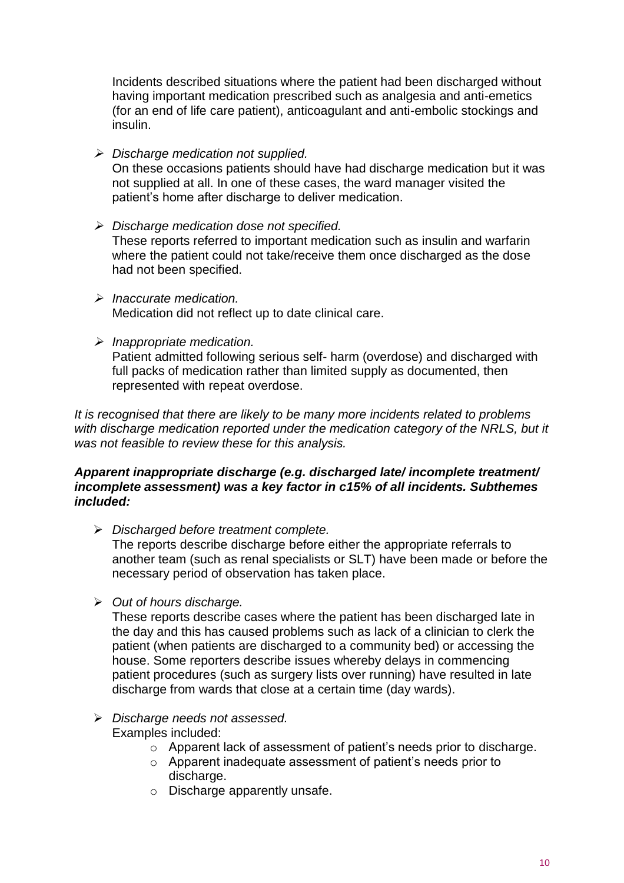Incidents described situations where the patient had been discharged without having important medication prescribed such as analgesia and anti-emetics (for an end of life care patient), anticoagulant and anti-embolic stockings and insulin.

- *Discharge medication not supplied.*
  On these occasions patients should have had discharge medication but it was not supplied at all. In one of these cases, the ward manager visited the patient's home after discharge to deliver medication.

- *Discharge medication dose not specified.*
  These reports referred to important medication such as insulin and warfarin where the patient could not take/receive them once discharged as the dose had not been specified.

- *Inaccurate medication.*
  Medication did not reflect up to date clinical care.

- *Inappropriate medication.*
  Patient admitted following serious self- harm (overdose) and discharged with full packs of medication rather than limited supply as documented, then represented with repeat overdose.

*It is recognised that there are likely to be many more incidents related to problems with discharge medication reported under the medication category of the NRLS, but it was not feasible to review these for this analysis.*

***Apparent inappropriate discharge (e.g. discharged late/ incomplete treatment/ incomplete assessment) was a key factor in c15% of all incidents. Subthemes included:***

- *Discharged before treatment complete.*
  The reports describe discharge before either the appropriate referrals to another team (such as renal specialists or SLT) have been made or before the necessary period of observation has taken place.

- *Out of hours discharge.*
  These reports describe cases where the patient has been discharged late in the day and this has caused problems such as lack of a clinician to clerk the patient (when patients are discharged to a community bed) or accessing the house. Some reporters describe issues whereby delays in commencing patient procedures (such as surgery lists over running) have resulted in late discharge from wards that close at a certain time (day wards).

- *Discharge needs not assessed.*
  Examples included:
    - Apparent lack of assessment of patient's needs prior to discharge.
    - Apparent inadequate assessment of patient's needs prior to discharge.
    - Discharge apparently unsafe.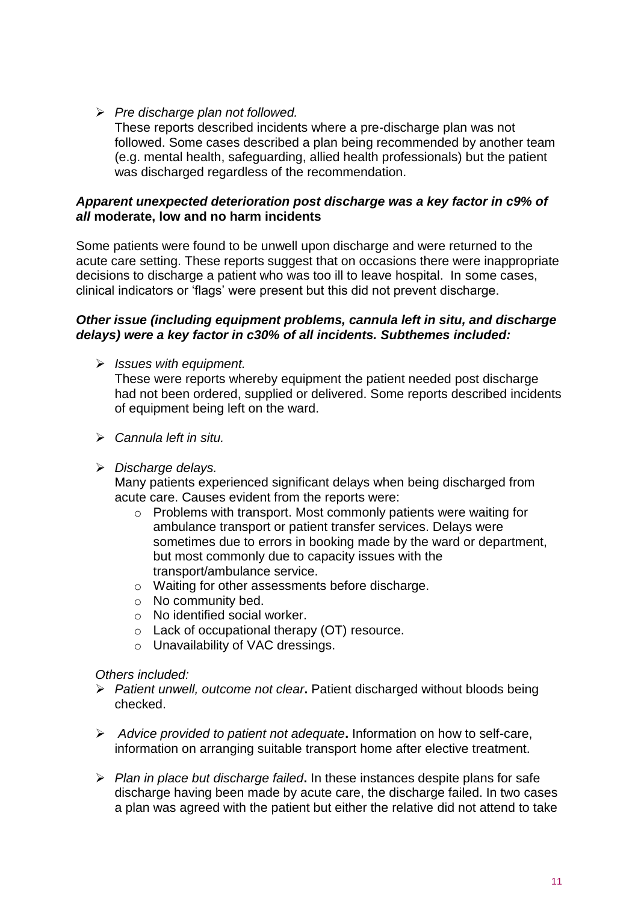- *Pre discharge plan not followed.*
  These reports described incidents where a pre-discharge plan was not followed. Some cases described a plan being recommended by another team (e.g. mental health, safeguarding, allied health professionals) but the patient was discharged regardless of the recommendation.

***Apparent unexpected deterioration post discharge was a key factor in c9% of all* moderate, low and no harm incidents**

Some patients were found to be unwell upon discharge and were returned to the acute care setting. These reports suggest that on occasions there were inappropriate decisions to discharge a patient who was too ill to leave hospital. In some cases, clinical indicators or 'flags' were present but this did not prevent discharge.

***Other issue (including equipment problems, cannula left in situ, and discharge delays) were a key factor in c30% of all incidents. Subthemes included:***

- *Issues with equipment.*
  These were reports whereby equipment the patient needed post discharge had not been ordered, supplied or delivered. Some reports described incidents of equipment being left on the ward.

- *Cannula left in situ.*

- *Discharge delays.*
  Many patients experienced significant delays when being discharged from acute care. Causes evident from the reports were:
  - Problems with transport. Most commonly patients were waiting for ambulance transport or patient transfer services. Delays were sometimes due to errors in booking made by the ward or department, but most commonly due to capacity issues with the transport/ambulance service.
  - Waiting for other assessments before discharge.
  - No community bed.
  - No identified social worker.
  - Lack of occupational therapy (OT) resource.
  - Unavailability of VAC dressings.

*Others included:*

- *Patient unwell, outcome not clear***.** Patient discharged without bloods being checked.

- *Advice provided to patient not adequate***.** Information on how to self-care, information on arranging suitable transport home after elective treatment.

- *Plan in place but discharge failed***.** In these instances despite plans for safe discharge having been made by acute care, the discharge failed. In two cases a plan was agreed with the patient but either the relative did not attend to take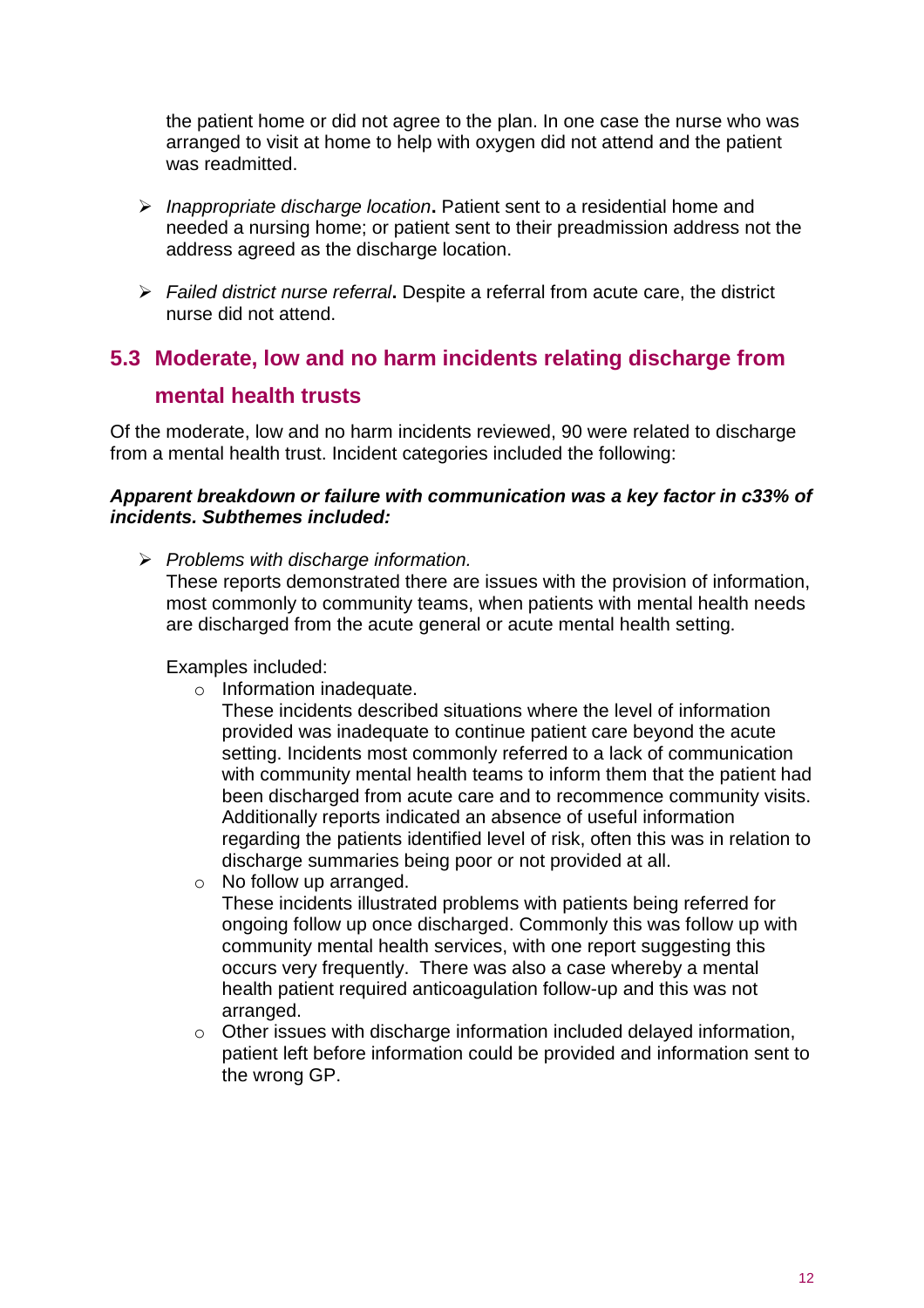the patient home or did not agree to the plan. In one case the nurse who was arranged to visit at home to help with oxygen did not attend and the patient was readmitted.

- *Inappropriate discharge location***.** Patient sent to a residential home and needed a nursing home; or patient sent to their preadmission address not the address agreed as the discharge location.

- *Failed district nurse referral***.** Despite a referral from acute care, the district nurse did not attend.

## 5.3 Moderate, low and no harm incidents relating discharge from mental health trusts

Of the moderate, low and no harm incidents reviewed, 90 were related to discharge from a mental health trust. Incident categories included the following:

***Apparent breakdown or failure with communication was a key factor in c33% of incidents. Subthemes included:***

- *Problems with discharge information.*
  These reports demonstrated there are issues with the provision of information, most commonly to community teams, when patients with mental health needs are discharged from the acute general or acute mental health setting.

  Examples included:

  - Information inadequate.
    These incidents described situations where the level of information provided was inadequate to continue patient care beyond the acute setting. Incidents most commonly referred to a lack of communication with community mental health teams to inform them that the patient had been discharged from acute care and to recommence community visits. Additionally reports indicated an absence of useful information regarding the patients identified level of risk, often this was in relation to discharge summaries being poor or not provided at all.
  - No follow up arranged.
    These incidents illustrated problems with patients being referred for ongoing follow up once discharged. Commonly this was follow up with community mental health services, with one report suggesting this occurs very frequently. There was also a case whereby a mental health patient required anticoagulation follow-up and this was not arranged.
  - Other issues with discharge information included delayed information, patient left before information could be provided and information sent to the wrong GP.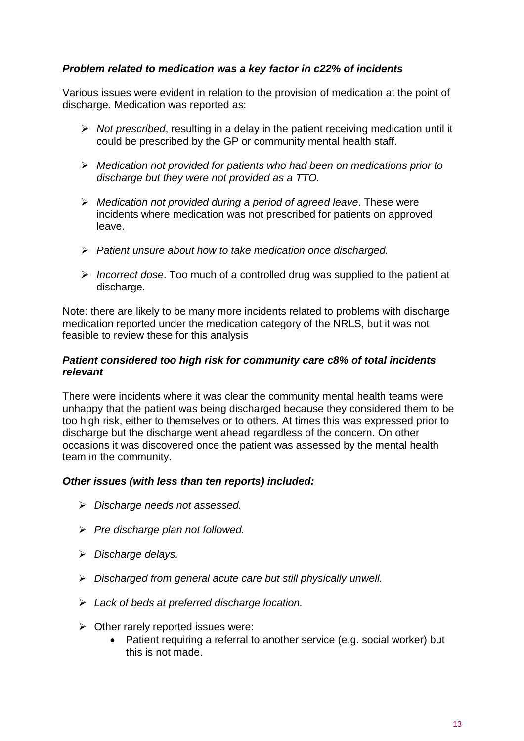***Problem related to medication was a key factor in c22% of incidents***

Various issues were evident in relation to the provision of medication at the point of discharge. Medication was reported as:

- *Not prescribed*, resulting in a delay in the patient receiving medication until it could be prescribed by the GP or community mental health staff.
- *Medication not provided for patients who had been on medications prior to discharge but they were not provided as a TTO.*
- *Medication not provided during a period of agreed leave*. These were incidents where medication was not prescribed for patients on approved leave.
- *Patient unsure about how to take medication once discharged.*
- *Incorrect dose*. Too much of a controlled drug was supplied to the patient at discharge.

Note: there are likely to be many more incidents related to problems with discharge medication reported under the medication category of the NRLS, but it was not feasible to review these for this analysis

***Patient considered too high risk for community care c8% of total incidents relevant***

There were incidents where it was clear the community mental health teams were unhappy that the patient was being discharged because they considered them to be too high risk, either to themselves or to others. At times this was expressed prior to discharge but the discharge went ahead regardless of the concern. On other occasions it was discovered once the patient was assessed by the mental health team in the community.

***Other issues (with less than ten reports) included:***

- *Discharge needs not assessed.*
- *Pre discharge plan not followed.*
- *Discharge delays.*
- *Discharged from general acute care but still physically unwell.*
- *Lack of beds at preferred discharge location.*
- Other rarely reported issues were:
    - Patient requiring a referral to another service (e.g. social worker) but this is not made.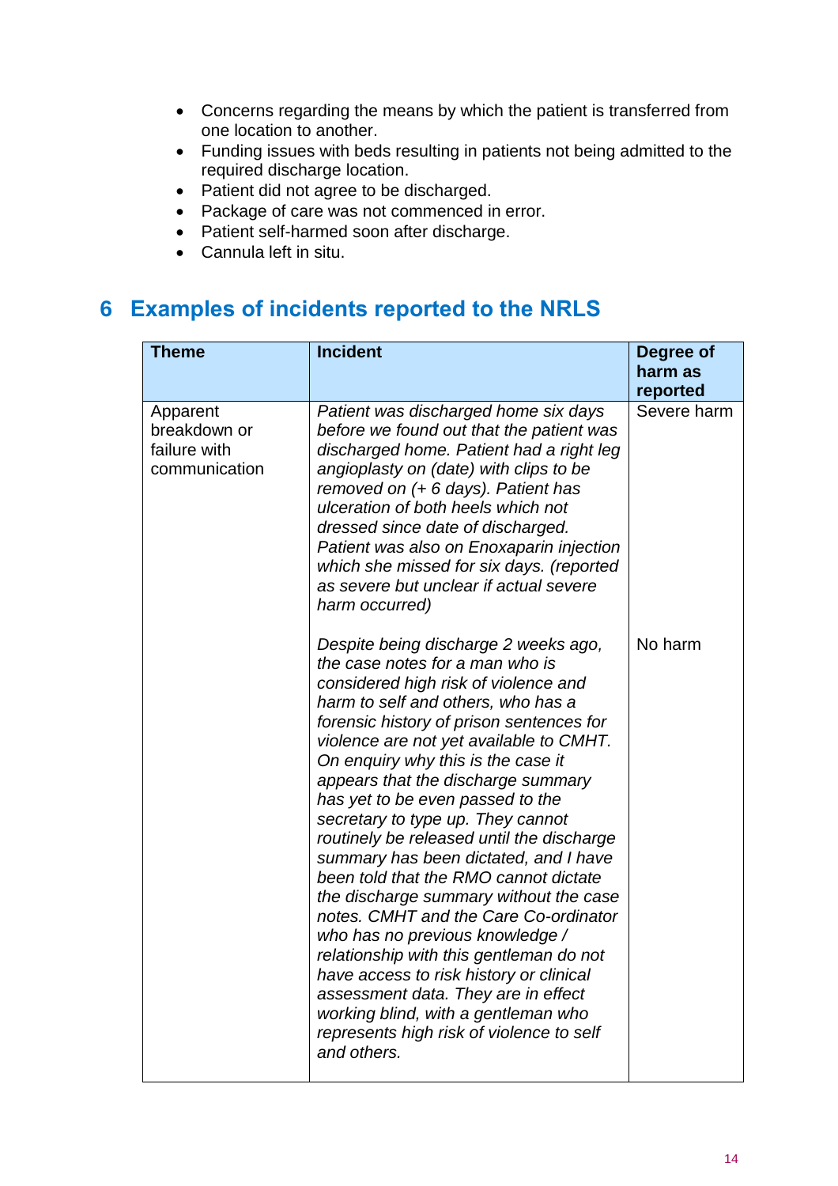- Concerns regarding the means by which the patient is transferred from one location to another.
- Funding issues with beds resulting in patients not being admitted to the required discharge location.
- Patient did not agree to be discharged.
- Package of care was not commenced in error.
- Patient self-harmed soon after discharge.
- Cannula left in situ.

## 6 Examples of incidents reported to the NRLS

| Theme | Incident | Degree of harm as reported |
|---|---|---|
| Apparent breakdown or failure with communication | *Patient was discharged home six days before we found out that the patient was discharged home. Patient had a right leg angioplasty on (date) with clips to be removed on (+ 6 days). Patient has ulceration of both heels which not dressed since date of discharged. Patient was also on Enoxaparin injection which she missed for six days. (reported as severe but unclear if actual severe harm occurred)* | Severe harm |
| | *Despite being discharge 2 weeks ago, the case notes for a man who is considered high risk of violence and harm to self and others, who has a forensic history of prison sentences for violence are not yet available to CMHT. On enquiry why this is the case it appears that the discharge summary has yet to be even passed to the secretary to type up. They cannot routinely be released until the discharge summary has been dictated, and I have been told that the RMO cannot dictate the discharge summary without the case notes. CMHT and the Care Co-ordinator who has no previous knowledge / relationship with this gentleman do not have access to risk history or clinical assessment data. They are in effect working blind, with a gentleman who represents high risk of violence to self and others.* | No harm |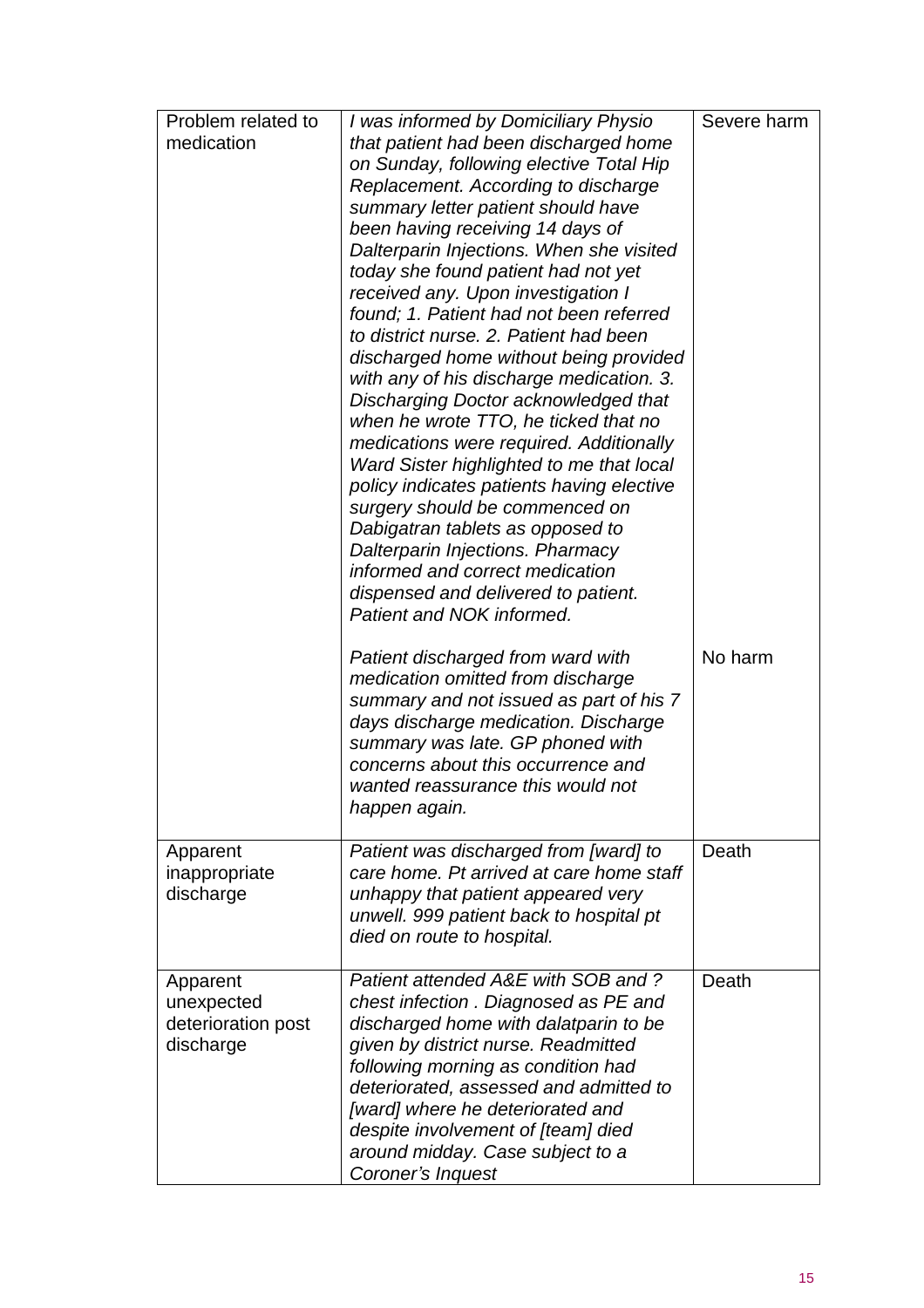| | | |
|---|---|---|
| Problem related to medication | *I was informed by Domiciliary Physio that patient had been discharged home on Sunday, following elective Total Hip Replacement. According to discharge summary letter patient should have been having receiving 14 days of Dalterparin Injections. When she visited today she found patient had not yet received any. Upon investigation I found; 1. Patient had not been referred to district nurse. 2. Patient had been discharged home without being provided with any of his discharge medication. 3. Discharging Doctor acknowledged that when he wrote TTO, he ticked that no medications were required. Additionally Ward Sister highlighted to me that local policy indicates patients having elective surgery should be commenced on Dabigatran tablets as opposed to Dalterparin Injections. Pharmacy informed and correct medication dispensed and delivered to patient. Patient and NOK informed.* | Severe harm |
| | *Patient discharged from ward with medication omitted from discharge summary and not issued as part of his 7 days discharge medication. Discharge summary was late. GP phoned with concerns about this occurrence and wanted reassurance this would not happen again.* | No harm |
| Apparent inappropriate discharge | *Patient was discharged from [ward] to care home. Pt arrived at care home staff unhappy that patient appeared very unwell. 999 patient back to hospital pt died on route to hospital.* | Death |
| Apparent unexpected deterioration post discharge | *Patient attended A&E with SOB and ? chest infection . Diagnosed as PE and discharged home with dalatparin to be given by district nurse. Readmitted following morning as condition had deteriorated, assessed and admitted to [ward] where he deteriorated and despite involvement of [team] died around midday. Case subject to a Coroner's Inquest* | Death |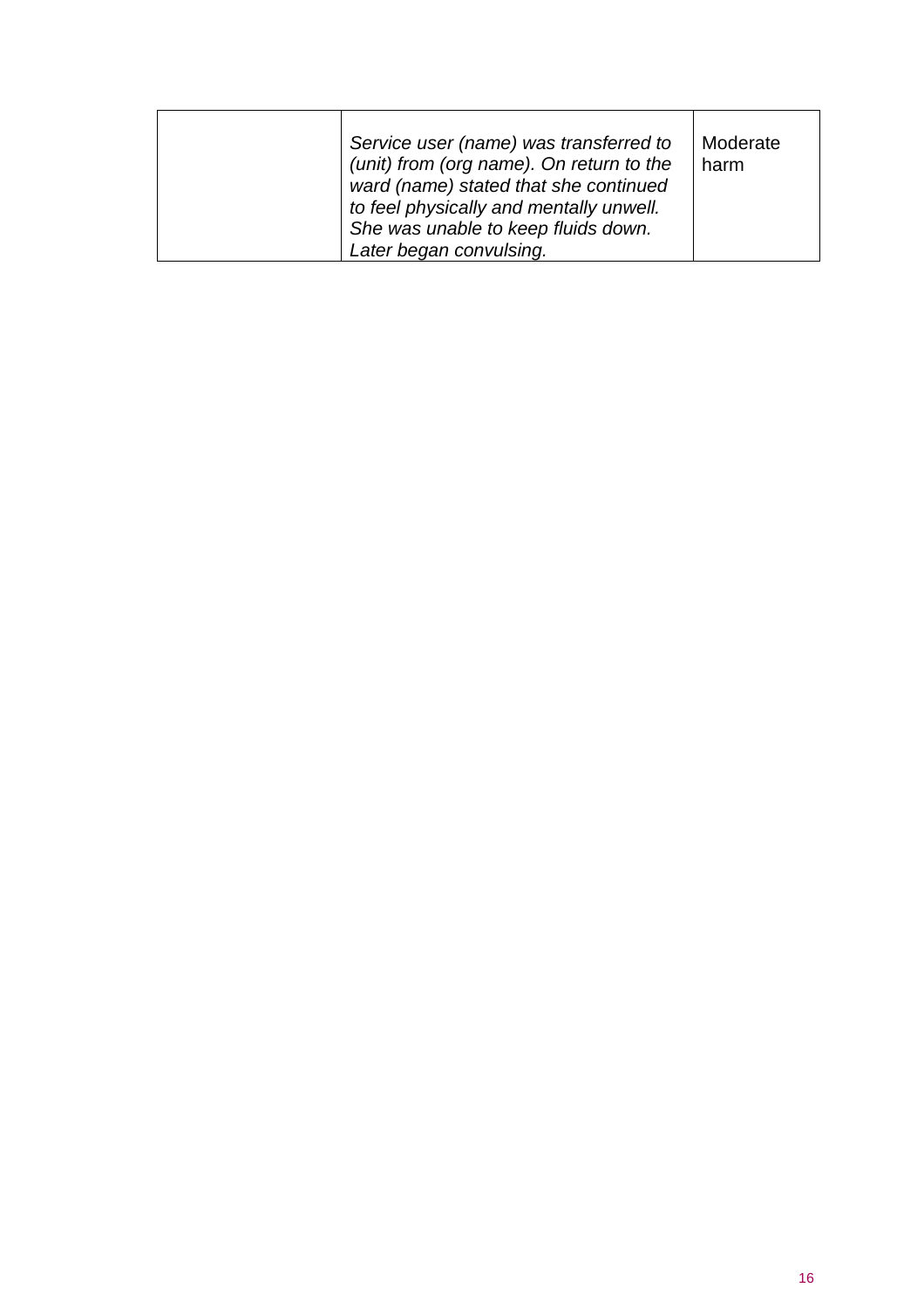|  |  |  |
|---|---|---|
|  | *Service user (name) was transferred to (unit) from (org name). On return to the ward (name) stated that she continued to feel physically and mentally unwell. She was unable to keep fluids down. Later began convulsing.* | Moderate harm |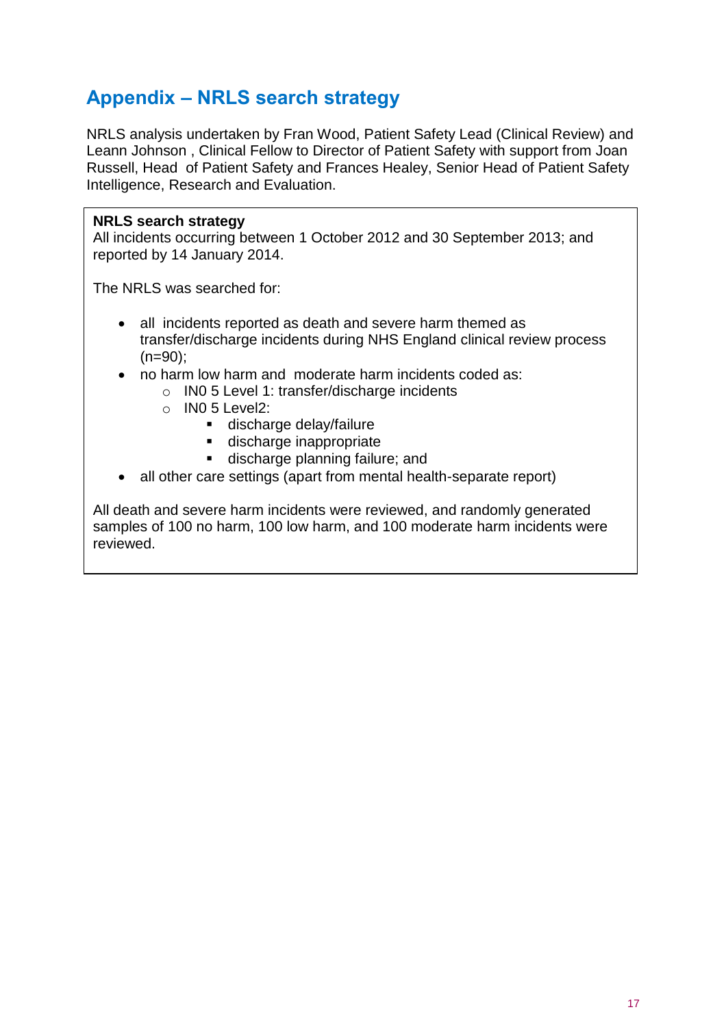## Appendix – NRLS search strategy

NRLS analysis undertaken by Fran Wood, Patient Safety Lead (Clinical Review) and Leann Johnson , Clinical Fellow to Director of Patient Safety with support from Joan Russell, Head of Patient Safety and Frances Healey, Senior Head of Patient Safety Intelligence, Research and Evaluation.

**NRLS search strategy**
All incidents occurring between 1 October 2012 and 30 September 2013; and reported by 14 January 2014.

The NRLS was searched for:

- all incidents reported as death and severe harm themed as transfer/discharge incidents during NHS England clinical review process (n=90);
- no harm low harm and moderate harm incidents coded as:
  - IN0 5 Level 1: transfer/discharge incidents
  - IN0 5 Level2:
    - discharge delay/failure
    - discharge inappropriate
    - discharge planning failure; and
- all other care settings (apart from mental health-separate report)

All death and severe harm incidents were reviewed, and randomly generated samples of 100 no harm, 100 low harm, and 100 moderate harm incidents were reviewed.